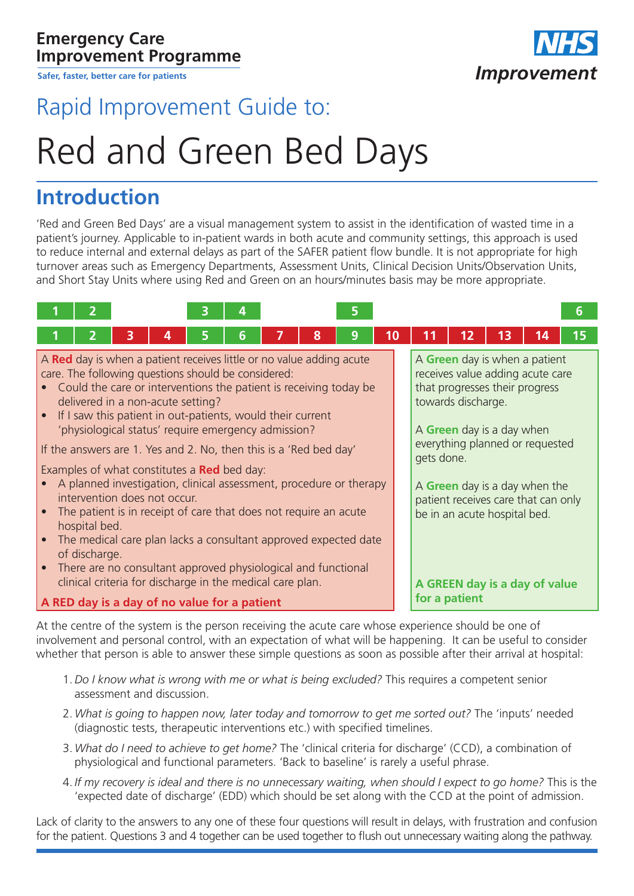**Emergency Care Improvement Programme**

Safer, faster, better care for patients

NHS Improvement

# Rapid Improvement Guide to:

# Red and Green Bed Days

## Introduction

'Red and Green Bed Days' are a visual management system to assist in the identification of wasted time in a patient's journey. Applicable to in-patient wards in both acute and community settings, this approach is used to reduce internal and external delays as part of the SAFER patient flow bundle. It is not appropriate for high turnover areas such as Emergency Departments, Assessment Units, Clinical Decision Units/Observation Units, and Short Stay Units where using Red and Green on an hours/minutes basis may be more appropriate.

| | | | | | | | | | | | | | | |
|---|---|---|---|---|---|---|---|---|---|---|---|---|---|---|
| 1 | 2 | | | 3 | 4 | | | 5 | | | | | | 6 |
| 1 | 2 | 3 | 4 | 5 | 6 | 7 | 8 | 9 | 10 | 11 | 12 | 13 | 14 | 15 |

A **Red** day is when a patient receives little or no value adding acute care. The following questions should be considered:

- Could the care or interventions the patient is receiving today be delivered in a non-acute setting?
- If I saw this patient in out-patients, would their current 'physiological status' require emergency admission?

If the answers are 1. Yes and 2. No, then this is a 'Red bed day'

Examples of what constitutes a **Red** bed day:

- A planned investigation, clinical assessment, procedure or therapy intervention does not occur.
- The patient is in receipt of care that does not require an acute hospital bed.
- The medical care plan lacks a consultant approved expected date of discharge.
- There are no consultant approved physiological and functional clinical criteria for discharge in the medical care plan.

**A RED day is a day of no value for a patient**

A **Green** day is when a patient receives value adding acute care that progresses their progress towards discharge.

A **Green** day is a day when everything planned or requested gets done.

A **Green** day is a day when the patient receives care that can only be in an acute hospital bed.

**A GREEN day is a day of value for a patient**

At the centre of the system is the person receiving the acute care whose experience should be one of involvement and personal control, with an expectation of what will be happening. It can be useful to consider whether that person is able to answer these simple questions as soon as possible after their arrival at hospital:

1. *Do I know what is wrong with me or what is being excluded?* This requires a competent senior assessment and discussion.
2. *What is going to happen now, later today and tomorrow to get me sorted out?* The 'inputs' needed (diagnostic tests, therapeutic interventions etc.) with specified timelines.
3. *What do I need to achieve to get home?* The 'clinical criteria for discharge' (CCD), a combination of physiological and functional parameters. 'Back to baseline' is rarely a useful phrase.
4. *If my recovery is ideal and there is no unnecessary waiting, when should I expect to go home?* This is the 'expected date of discharge' (EDD) which should be set along with the CCD at the point of admission.

Lack of clarity to the answers to any one of these four questions will result in delays, with frustration and confusion for the patient. Questions 3 and 4 together can be used together to flush out unnecessary waiting along the pathway.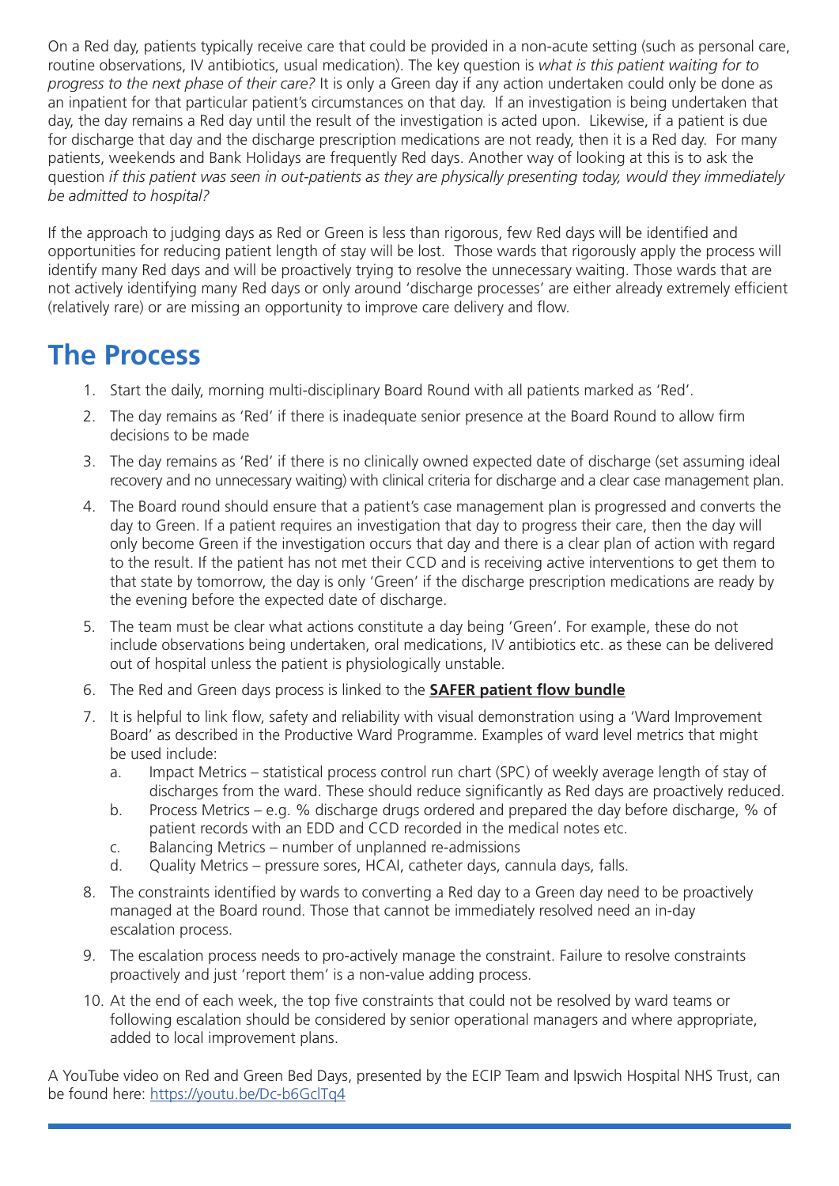On a Red day, patients typically receive care that could be provided in a non-acute setting (such as personal care, routine observations, IV antibiotics, usual medication). The key question is *what is this patient waiting for to progress to the next phase of their care?* It is only a Green day if any action undertaken could only be done as an inpatient for that particular patient's circumstances on that day. If an investigation is being undertaken that day, the day remains a Red day until the result of the investigation is acted upon. Likewise, if a patient is due for discharge that day and the discharge prescription medications are not ready, then it is a Red day. For many patients, weekends and Bank Holidays are frequently Red days. Another way of looking at this is to ask the question *if this patient was seen in out-patients as they are physically presenting today, would they immediately be admitted to hospital?*

If the approach to judging days as Red or Green is less than rigorous, few Red days will be identified and opportunities for reducing patient length of stay will be lost. Those wards that rigorously apply the process will identify many Red days and will be proactively trying to resolve the unnecessary waiting. Those wards that are not actively identifying many Red days or only around 'discharge processes' are either already extremely efficient (relatively rare) or are missing an opportunity to improve care delivery and flow.

## The Process

1. Start the daily, morning multi-disciplinary Board Round with all patients marked as 'Red'.
2. The day remains as 'Red' if there is inadequate senior presence at the Board Round to allow firm decisions to be made
3. The day remains as 'Red' if there is no clinically owned expected date of discharge (set assuming ideal recovery and no unnecessary waiting) with clinical criteria for discharge and a clear case management plan.
4. The Board round should ensure that a patient's case management plan is progressed and converts the day to Green. If a patient requires an investigation that day to progress their care, then the day will only become Green if the investigation occurs that day and there is a clear plan of action with regard to the result. If the patient has not met their CCD and is receiving active interventions to get them to that state by tomorrow, the day is only 'Green' if the discharge prescription medications are ready by the evening before the expected date of discharge.
5. The team must be clear what actions constitute a day being 'Green'. For example, these do not include observations being undertaken, oral medications, IV antibiotics etc. as these can be delivered out of hospital unless the patient is physiologically unstable.
6. The Red and Green days process is linked to the **SAFER patient flow bundle**
7. It is helpful to link flow, safety and reliability with visual demonstration using a 'Ward Improvement Board' as described in the Productive Ward Programme. Examples of ward level metrics that might be used include:
   a. Impact Metrics – statistical process control run chart (SPC) of weekly average length of stay of discharges from the ward. These should reduce significantly as Red days are proactively reduced.
   b. Process Metrics – e.g. % discharge drugs ordered and prepared the day before discharge, % of patient records with an EDD and CCD recorded in the medical notes etc.
   c. Balancing Metrics – number of unplanned re-admissions
   d. Quality Metrics – pressure sores, HCAI, catheter days, cannula days, falls.
8. The constraints identified by wards to converting a Red day to a Green day need to be proactively managed at the Board round. Those that cannot be immediately resolved need an in-day escalation process.
9. The escalation process needs to pro-actively manage the constraint. Failure to resolve constraints proactively and just 'report them' is a non-value adding process.
10. At the end of each week, the top five constraints that could not be resolved by ward teams or following escalation should be considered by senior operational managers and where appropriate, added to local improvement plans.

A YouTube video on Red and Green Bed Days, presented by the ECIP Team and Ipswich Hospital NHS Trust, can be found here: https://youtu.be/Dc-b6GclTq4